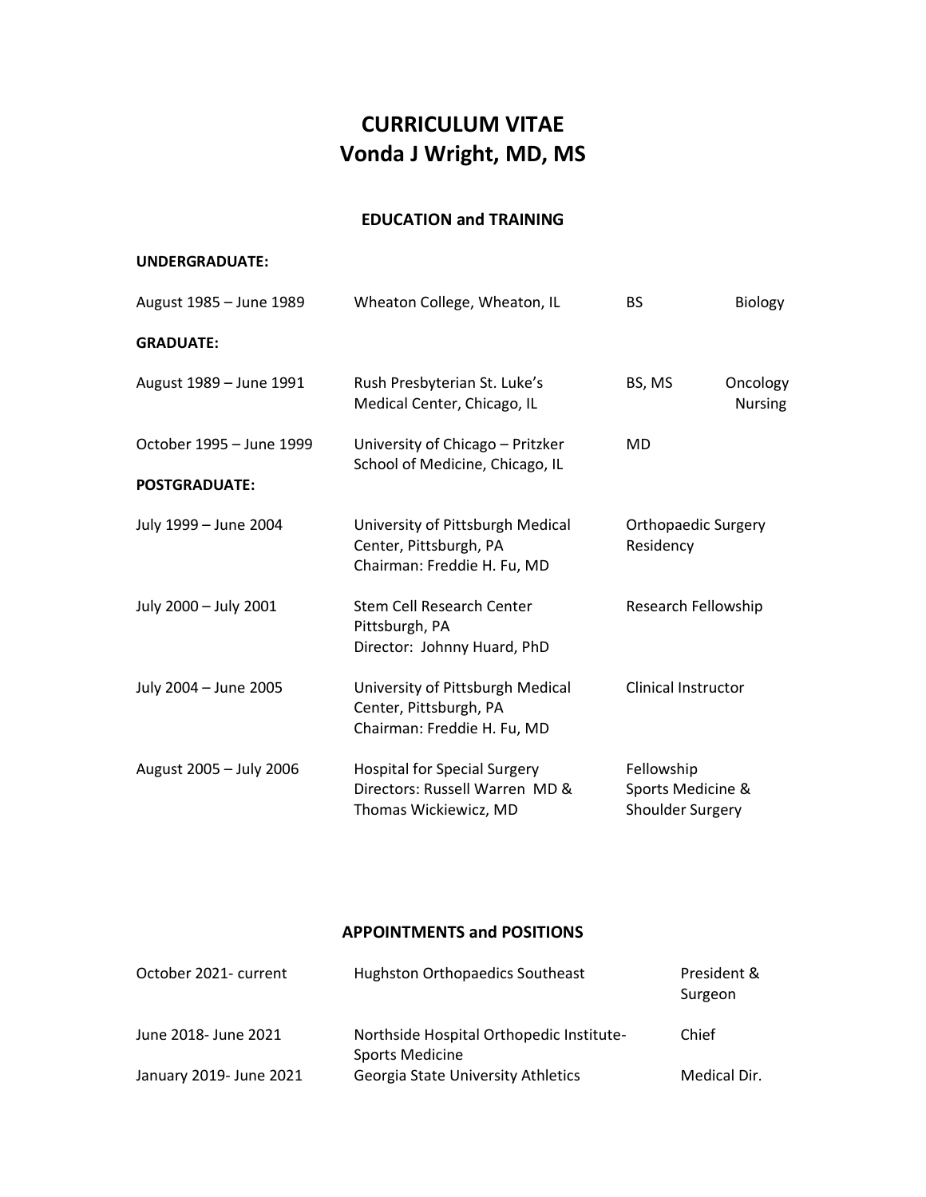# CURRICULUM VITAE
# Vonda J Wright, MD, MS

## EDUCATION and TRAINING

**UNDERGRADUATE:**

| | | | |
|---|---|---|---|
| August 1985 – June 1989 | Wheaton College, Wheaton, IL | BS | Biology |

**GRADUATE:**

| | | | |
|---|---|---|---|
| August 1989 – June 1991 | Rush Presbyterian St. Luke's Medical Center, Chicago, IL | BS, MS | Oncology Nursing |
| October 1995 – June 1999 | University of Chicago – Pritzker School of Medicine, Chicago, IL | MD | |

**POSTGRADUATE:**

| | | |
|---|---|---|
| July 1999 – June 2004 | University of Pittsburgh Medical Center, Pittsburgh, PA<br>Chairman: Freddie H. Fu, MD | Orthopaedic Surgery Residency |
| July 2000 – July 2001 | Stem Cell Research Center<br>Pittsburgh, PA<br>Director: Johnny Huard, PhD | Research Fellowship |
| July 2004 – June 2005 | University of Pittsburgh Medical Center, Pittsburgh, PA<br>Chairman: Freddie H. Fu, MD | Clinical Instructor |
| August 2005 – July 2006 | Hospital for Special Surgery<br>Directors: Russell Warren MD & Thomas Wickiewicz, MD | Fellowship<br>Sports Medicine & Shoulder Surgery |

## APPOINTMENTS and POSITIONS

| | | |
|---|---|---|
| October 2021- current | Hughston Orthopaedics Southeast | President & Surgeon |
| June 2018- June 2021 | Northside Hospital Orthopedic Institute- Sports Medicine | Chief |
| January 2019- June 2021 | Georgia State University Athletics | Medical Dir. |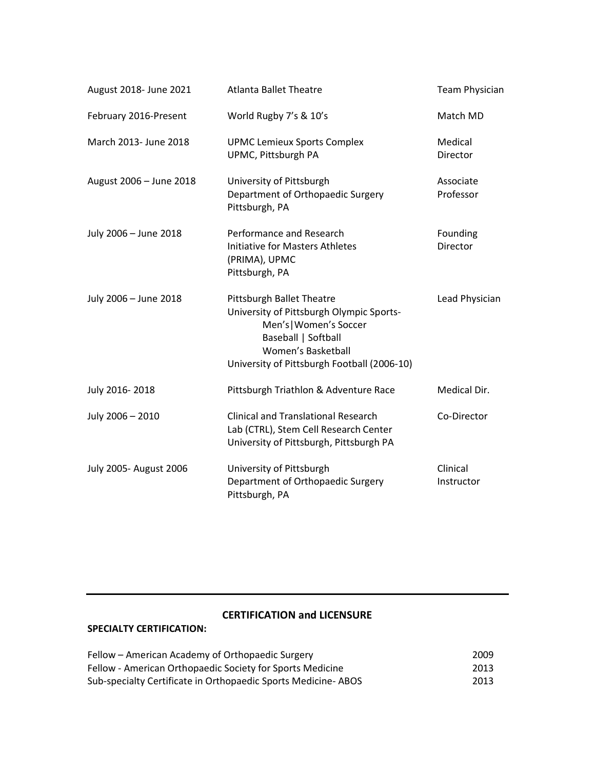| | | |
|---|---|---|
| August 2018- June 2021 | Atlanta Ballet Theatre | Team Physician |
| February 2016-Present | World Rugby 7's & 10's | Match MD |
| March 2013- June 2018 | UPMC Lemieux Sports Complex<br>UPMC, Pittsburgh PA | Medical Director |
| August 2006 – June 2018 | University of Pittsburgh<br>Department of Orthopaedic Surgery<br>Pittsburgh, PA | Associate Professor |
| July 2006 – June 2018 | Performance and Research<br>Initiative for Masters Athletes<br>(PRIMA), UPMC<br>Pittsburgh, PA | Founding Director |
| July 2006 – June 2018 | Pittsburgh Ballet Theatre<br>University of Pittsburgh Olympic Sports-<br>Men's\|Women's Soccer<br>Baseball \| Softball<br>Women's Basketball<br>University of Pittsburgh Football (2006-10) | Lead Physician |
| July 2016- 2018 | Pittsburgh Triathlon & Adventure Race | Medical Dir. |
| July 2006 – 2010 | Clinical and Translational Research<br>Lab (CTRL), Stem Cell Research Center<br>University of Pittsburgh, Pittsburgh PA | Co-Director |
| July 2005- August 2006 | University of Pittsburgh<br>Department of Orthopaedic Surgery<br>Pittsburgh, PA | Clinical Instructor |

---

## CERTIFICATION and LICENSURE

**SPECIALTY CERTIFICATION:**

| | |
|---|---|
| Fellow – American Academy of Orthopaedic Surgery | 2009 |
| Fellow - American Orthopaedic Society for Sports Medicine | 2013 |
| Sub-specialty Certificate in Orthopaedic Sports Medicine- ABOS | 2013 |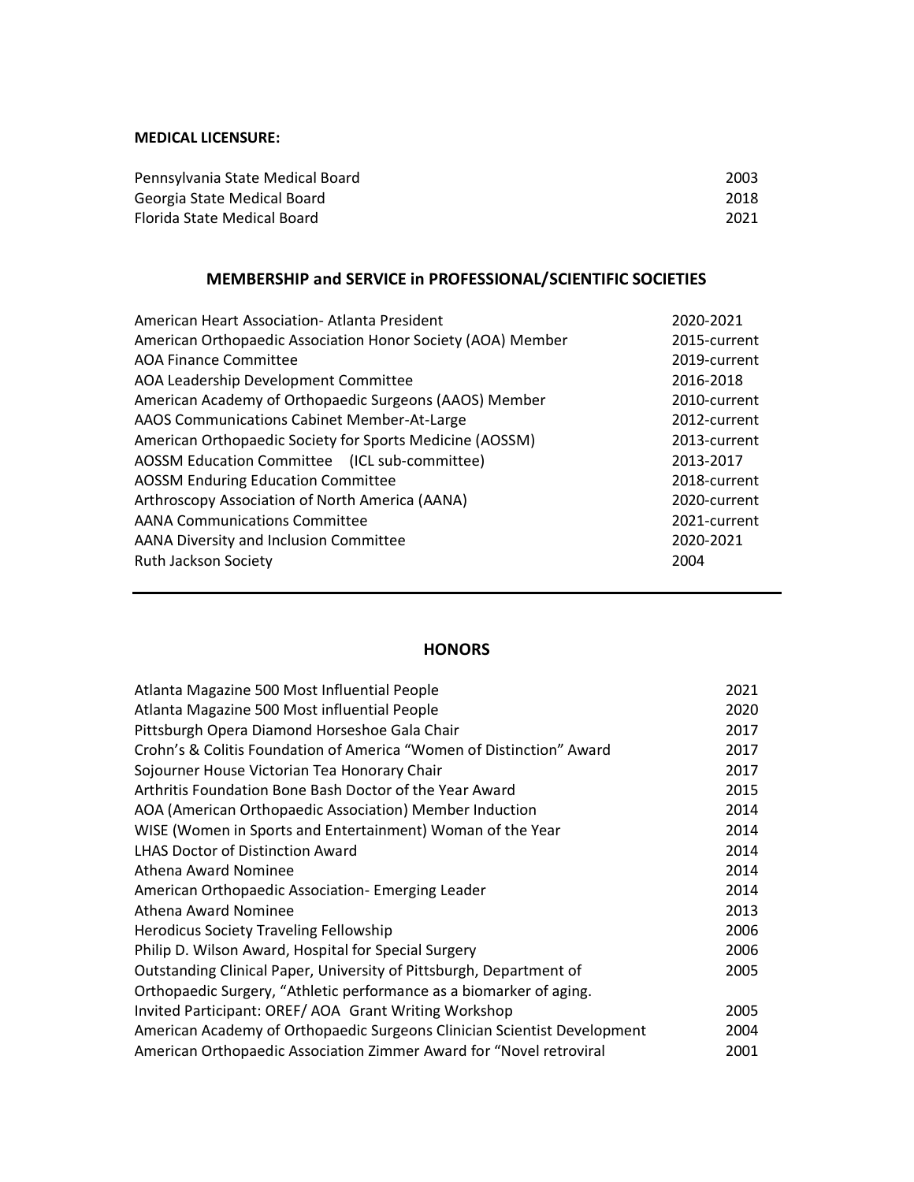**MEDICAL LICENSURE:**

| | |
|---|---|
| Pennsylvania State Medical Board | 2003 |
| Georgia State Medical Board | 2018 |
| Florida State Medical Board | 2021 |

## MEMBERSHIP and SERVICE in PROFESSIONAL/SCIENTIFIC SOCIETIES

| | |
|---|---|
| American Heart Association- Atlanta President | 2020-2021 |
| American Orthopaedic Association Honor Society (AOA) Member | 2015-current |
| AOA Finance Committee | 2019-current |
| AOA Leadership Development Committee | 2016-2018 |
| American Academy of Orthopaedic Surgeons (AAOS) Member | 2010-current |
| AAOS Communications Cabinet Member-At-Large | 2012-current |
| American Orthopaedic Society for Sports Medicine (AOSSM) | 2013-current |
| AOSSM Education Committee (ICL sub-committee) | 2013-2017 |
| AOSSM Enduring Education Committee | 2018-current |
| Arthroscopy Association of North America (AANA) | 2020-current |
| AANA Communications Committee | 2021-current |
| AANA Diversity and Inclusion Committee | 2020-2021 |
| Ruth Jackson Society | 2004 |

---

## HONORS

| | |
|---|---|
| Atlanta Magazine 500 Most Influential People | 2021 |
| Atlanta Magazine 500 Most influential People | 2020 |
| Pittsburgh Opera Diamond Horseshoe Gala Chair | 2017 |
| Crohn's & Colitis Foundation of America "Women of Distinction" Award | 2017 |
| Sojourner House Victorian Tea Honorary Chair | 2017 |
| Arthritis Foundation Bone Bash Doctor of the Year Award | 2015 |
| AOA (American Orthopaedic Association) Member Induction | 2014 |
| WISE (Women in Sports and Entertainment) Woman of the Year | 2014 |
| LHAS Doctor of Distinction Award | 2014 |
| Athena Award Nominee | 2014 |
| American Orthopaedic Association- Emerging Leader | 2014 |
| Athena Award Nominee | 2013 |
| Herodicus Society Traveling Fellowship | 2006 |
| Philip D. Wilson Award, Hospital for Special Surgery | 2006 |
| Outstanding Clinical Paper, University of Pittsburgh, Department of Orthopaedic Surgery, "Athletic performance as a biomarker of aging. | 2005 |
| Invited Participant: OREF/ AOA Grant Writing Workshop | 2005 |
| American Academy of Orthopaedic Surgeons Clinician Scientist Development | 2004 |
| American Orthopaedic Association Zimmer Award for "Novel retroviral | 2001 |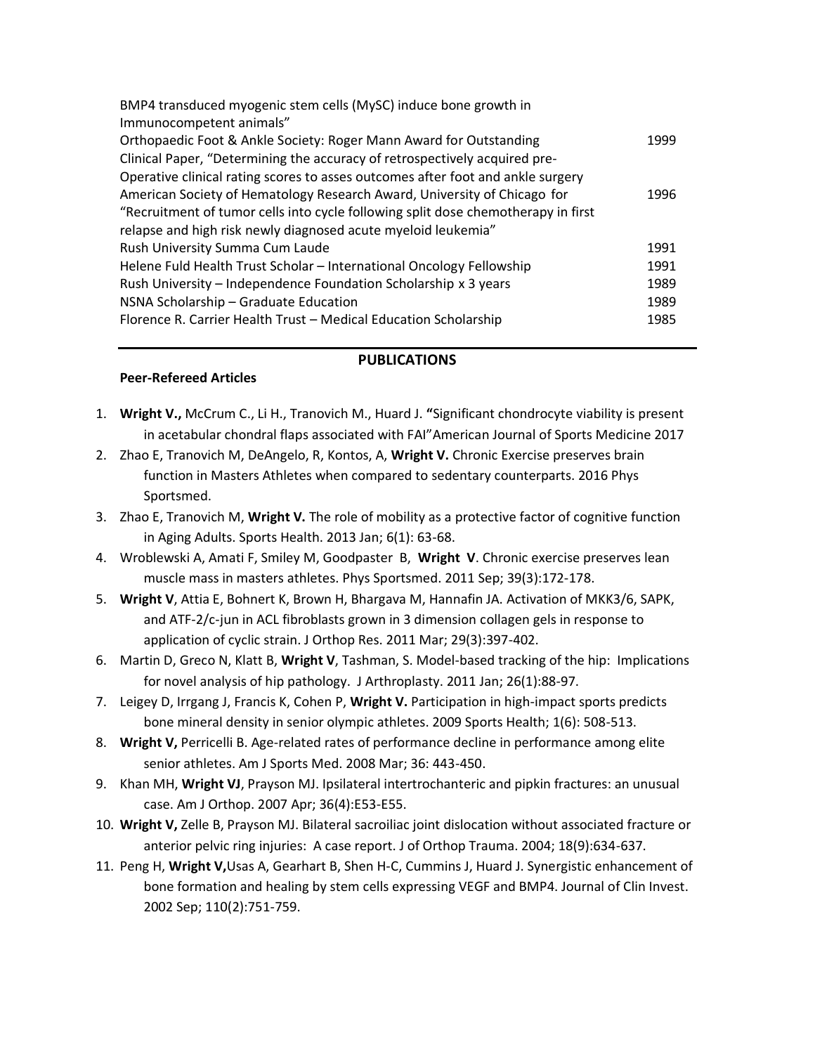BMP4 transduced myogenic stem cells (MySC) induce bone growth in Immunocompetent animals”

| | |
|---|---|
| Orthopaedic Foot & Ankle Society: Roger Mann Award for Outstanding Clinical Paper, “Determining the accuracy of retrospectively acquired pre-Operative clinical rating scores to asses outcomes after foot and ankle surgery | 1999 |
| American Society of Hematology Research Award, University of Chicago for “Recruitment of tumor cells into cycle following split dose chemotherapy in first relapse and high risk newly diagnosed acute myeloid leukemia” | 1996 |
| Rush University Summa Cum Laude | 1991 |
| Helene Fuld Health Trust Scholar – International Oncology Fellowship | 1991 |
| Rush University – Independence Foundation Scholarship x 3 years | 1989 |
| NSNA Scholarship – Graduate Education | 1989 |
| Florence R. Carrier Health Trust – Medical Education Scholarship | 1985 |

## PUBLICATIONS

**Peer-Refereed Articles**

1. **Wright V.,** McCrum C., Li H., Tranovich M., Huard J. **“**Significant chondrocyte viability is present in acetabular chondral flaps associated with FAI”American Journal of Sports Medicine 2017
2. Zhao E, Tranovich M, DeAngelo, R, Kontos, A, **Wright V.** Chronic Exercise preserves brain function in Masters Athletes when compared to sedentary counterparts. 2016 Phys Sportsmed.
3. Zhao E, Tranovich M, **Wright V.** The role of mobility as a protective factor of cognitive function in Aging Adults. Sports Health. 2013 Jan; 6(1): 63-68.
4. Wroblewski A, Amati F, Smiley M, Goodpaster B, **Wright V**. Chronic exercise preserves lean muscle mass in masters athletes. Phys Sportsmed. 2011 Sep; 39(3):172-178.
5. **Wright V**, Attia E, Bohnert K, Brown H, Bhargava M, Hannafin JA. Activation of MKK3/6, SAPK, and ATF-2/c-jun in ACL fibroblasts grown in 3 dimension collagen gels in response to application of cyclic strain. J Orthop Res. 2011 Mar; 29(3):397-402.
6. Martin D, Greco N, Klatt B, **Wright V**, Tashman, S. Model-based tracking of the hip: Implications for novel analysis of hip pathology. J Arthroplasty. 2011 Jan; 26(1):88-97.
7. Leigey D, Irrgang J, Francis K, Cohen P, **Wright V.** Participation in high-impact sports predicts bone mineral density in senior olympic athletes. 2009 Sports Health; 1(6): 508-513.
8. **Wright V,** Perricelli B. Age-related rates of performance decline in performance among elite senior athletes. Am J Sports Med. 2008 Mar; 36: 443-450.
9. Khan MH, **Wright VJ**, Prayson MJ. Ipsilateral intertrochanteric and pipkin fractures: an unusual case. Am J Orthop. 2007 Apr; 36(4):E53-E55.
10. **Wright V,** Zelle B, Prayson MJ. Bilateral sacroiliac joint dislocation without associated fracture or anterior pelvic ring injuries: A case report. J of Orthop Trauma. 2004; 18(9):634-637.
11. Peng H, **Wright V,**Usas A, Gearhart B, Shen H-C, Cummins J, Huard J. Synergistic enhancement of bone formation and healing by stem cells expressing VEGF and BMP4. Journal of Clin Invest. 2002 Sep; 110(2):751-759.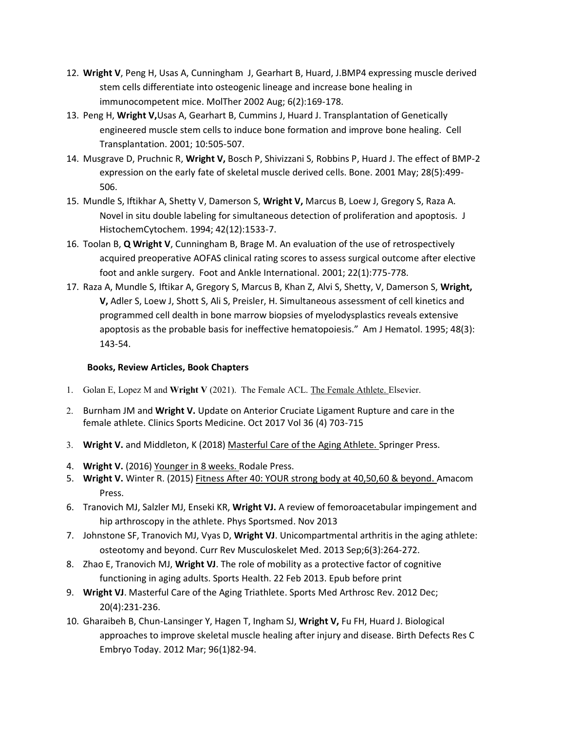12. **Wright V**, Peng H, Usas A, Cunningham J, Gearhart B, Huard, J.BMP4 expressing muscle derived stem cells differentiate into osteogenic lineage and increase bone healing in immunocompetent mice. MolTher 2002 Aug; 6(2):169-178.
13. Peng H, **Wright V,**Usas A, Gearhart B, Cummins J, Huard J. Transplantation of Genetically engineered muscle stem cells to induce bone formation and improve bone healing. Cell Transplantation. 2001; 10:505-507.
14. Musgrave D, Pruchnic R, **Wright V,** Bosch P, Shivizzani S, Robbins P, Huard J. The effect of BMP-2 expression on the early fate of skeletal muscle derived cells. Bone. 2001 May; 28(5):499-506.
15. Mundle S, Iftikhar A, Shetty V, Damerson S, **Wright V,** Marcus B, Loew J, Gregory S, Raza A. Novel in situ double labeling for simultaneous detection of proliferation and apoptosis. J HistochemCytochem. 1994; 42(12):1533-7.
16. Toolan B, **Q Wright V**, Cunningham B, Brage M. An evaluation of the use of retrospectively acquired preoperative AOFAS clinical rating scores to assess surgical outcome after elective foot and ankle surgery. Foot and Ankle International. 2001; 22(1):775-778.
17. Raza A, Mundle S, Iftikar A, Gregory S, Marcus B, Khan Z, Alvi S, Shetty, V, Damerson S, **Wright, V,** Adler S, Loew J, Shott S, Ali S, Preisler, H. Simultaneous assessment of cell kinetics and programmed cell dealth in bone marrow biopsies of myelodysplastics reveals extensive apoptosis as the probable basis for ineffective hematopoiesis." Am J Hematol. 1995; 48(3): 143-54.

**Books, Review Articles, Book Chapters**

1. Golan E, Lopez M and **Wright V** (2021). The Female ACL. The Female Athlete. Elsevier.
2. Burnham JM and **Wright V.** Update on Anterior Cruciate Ligament Rupture and care in the female athlete. Clinics Sports Medicine. Oct 2017 Vol 36 (4) 703-715
3. **Wright V.** and Middleton, K (2018) Masterful Care of the Aging Athlete. Springer Press.
4. **Wright V.** (2016) Younger in 8 weeks. Rodale Press.
5. **Wright V.** Winter R. (2015) Fitness After 40: YOUR strong body at 40,50,60 & beyond. Amacom Press.
6. Tranovich MJ, Salzler MJ, Enseki KR, **Wright VJ.** A review of femoroacetabular impingement and hip arthroscopy in the athlete. Phys Sportsmed. Nov 2013
7. Johnstone SF, Tranovich MJ, Vyas D, **Wright VJ**. Unicompartmental arthritis in the aging athlete: osteotomy and beyond. Curr Rev Musculoskelet Med. 2013 Sep;6(3):264-272.
8. Zhao E, Tranovich MJ, **Wright VJ**. The role of mobility as a protective factor of cognitive functioning in aging adults. Sports Health. 22 Feb 2013. Epub before print
9. **Wright VJ**. Masterful Care of the Aging Triathlete. Sports Med Arthrosc Rev. 2012 Dec; 20(4):231-236.
10. Gharaibeh B, Chun-Lansinger Y, Hagen T, Ingham SJ, **Wright V,** Fu FH, Huard J. Biological approaches to improve skeletal muscle healing after injury and disease. Birth Defects Res C Embryo Today. 2012 Mar; 96(1)82-94.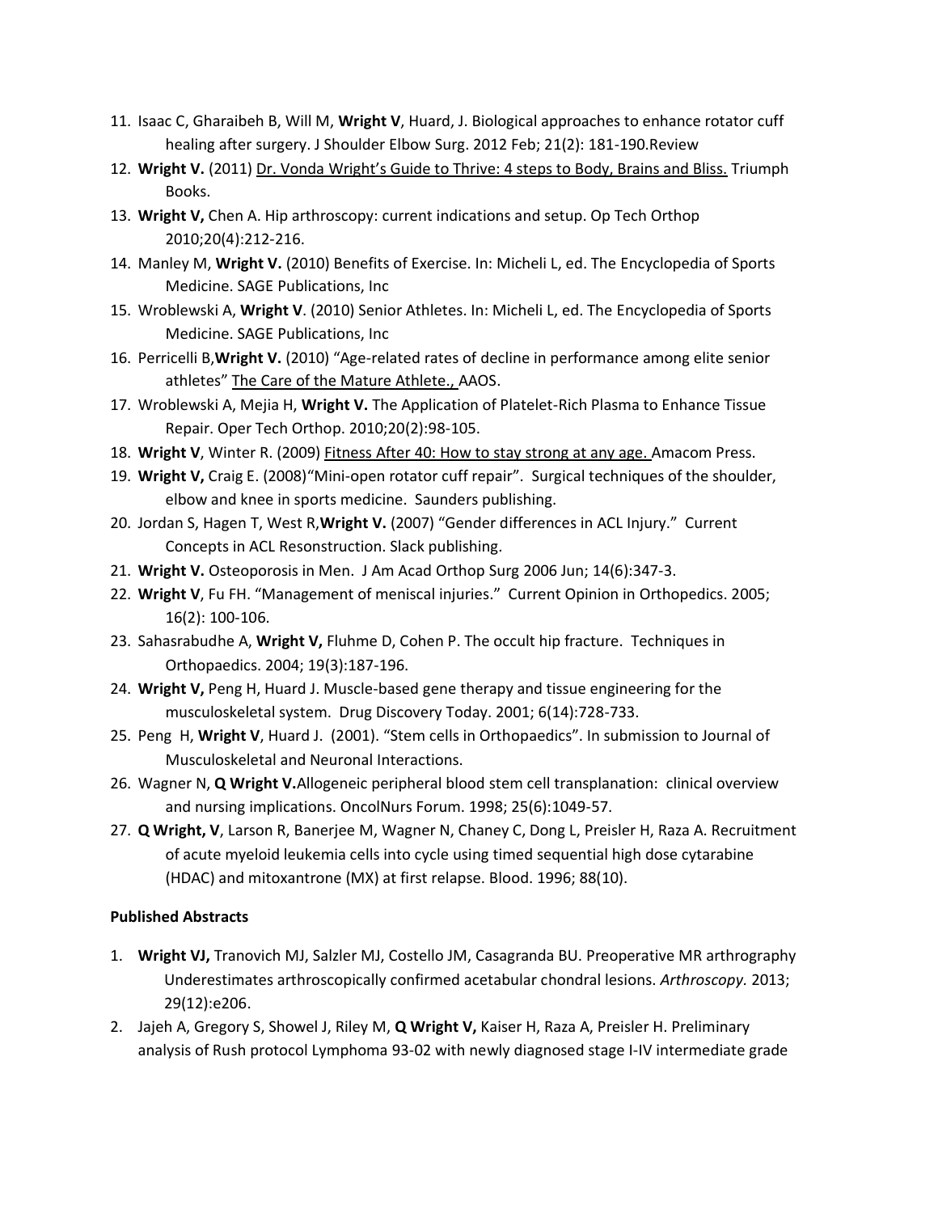11. Isaac C, Gharaibeh B, Will M, **Wright V**, Huard, J. Biological approaches to enhance rotator cuff healing after surgery. J Shoulder Elbow Surg. 2012 Feb; 21(2): 181-190.Review
12. **Wright V.** (2011) <u>Dr. Vonda Wright's Guide to Thrive: 4 steps to Body, Brains and Bliss.</u> Triumph Books.
13. **Wright V,** Chen A. Hip arthroscopy: current indications and setup. Op Tech Orthop 2010;20(4):212-216.
14. Manley M, **Wright V.** (2010) Benefits of Exercise. In: Micheli L, ed. The Encyclopedia of Sports Medicine. SAGE Publications, Inc
15. Wroblewski A, **Wright V**. (2010) Senior Athletes. In: Micheli L, ed. The Encyclopedia of Sports Medicine. SAGE Publications, Inc
16. Perricelli B,**Wright V.** (2010) "Age-related rates of decline in performance among elite senior athletes" <u>The Care of the Mature Athlete.,</u> AAOS.
17. Wroblewski A, Mejia H, **Wright V.** The Application of Platelet-Rich Plasma to Enhance Tissue Repair. Oper Tech Orthop. 2010;20(2):98-105.
18. **Wright V**, Winter R. (2009) <u>Fitness After 40: How to stay strong at any age.</u> Amacom Press.
19. **Wright V,** Craig E. (2008)"Mini-open rotator cuff repair". Surgical techniques of the shoulder, elbow and knee in sports medicine. Saunders publishing.
20. Jordan S, Hagen T, West R,**Wright V.** (2007) "Gender differences in ACL Injury." Current Concepts in ACL Resonstruction. Slack publishing.
21. **Wright V.** Osteoporosis in Men. J Am Acad Orthop Surg 2006 Jun; 14(6):347-3.
22. **Wright V**, Fu FH. "Management of meniscal injuries." Current Opinion in Orthopedics. 2005; 16(2): 100-106.
23. Sahasrabudhe A, **Wright V,** Fluhme D, Cohen P. The occult hip fracture. Techniques in Orthopaedics. 2004; 19(3):187-196.
24. **Wright V,** Peng H, Huard J. Muscle-based gene therapy and tissue engineering for the musculoskeletal system. Drug Discovery Today. 2001; 6(14):728-733.
25. Peng H, **Wright V**, Huard J. (2001). "Stem cells in Orthopaedics". In submission to Journal of Musculoskeletal and Neuronal Interactions.
26. Wagner N, **Q Wright V.**Allogeneic peripheral blood stem cell transplanation: clinical overview and nursing implications. OncolNurs Forum. 1998; 25(6):1049-57.
27. **Q Wright, V**, Larson R, Banerjee M, Wagner N, Chaney C, Dong L, Preisler H, Raza A. Recruitment of acute myeloid leukemia cells into cycle using timed sequential high dose cytarabine (HDAC) and mitoxantrone (MX) at first relapse. Blood. 1996; 88(10).

**Published Abstracts**

1. **Wright VJ,** Tranovich MJ, Salzler MJ, Costello JM, Casagranda BU. Preoperative MR arthrography Underestimates arthroscopically confirmed acetabular chondral lesions. *Arthroscopy.* 2013; 29(12):e206.
2. Jajeh A, Gregory S, Showel J, Riley M, **Q Wright V,** Kaiser H, Raza A, Preisler H. Preliminary analysis of Rush protocol Lymphoma 93-02 with newly diagnosed stage I-IV intermediate grade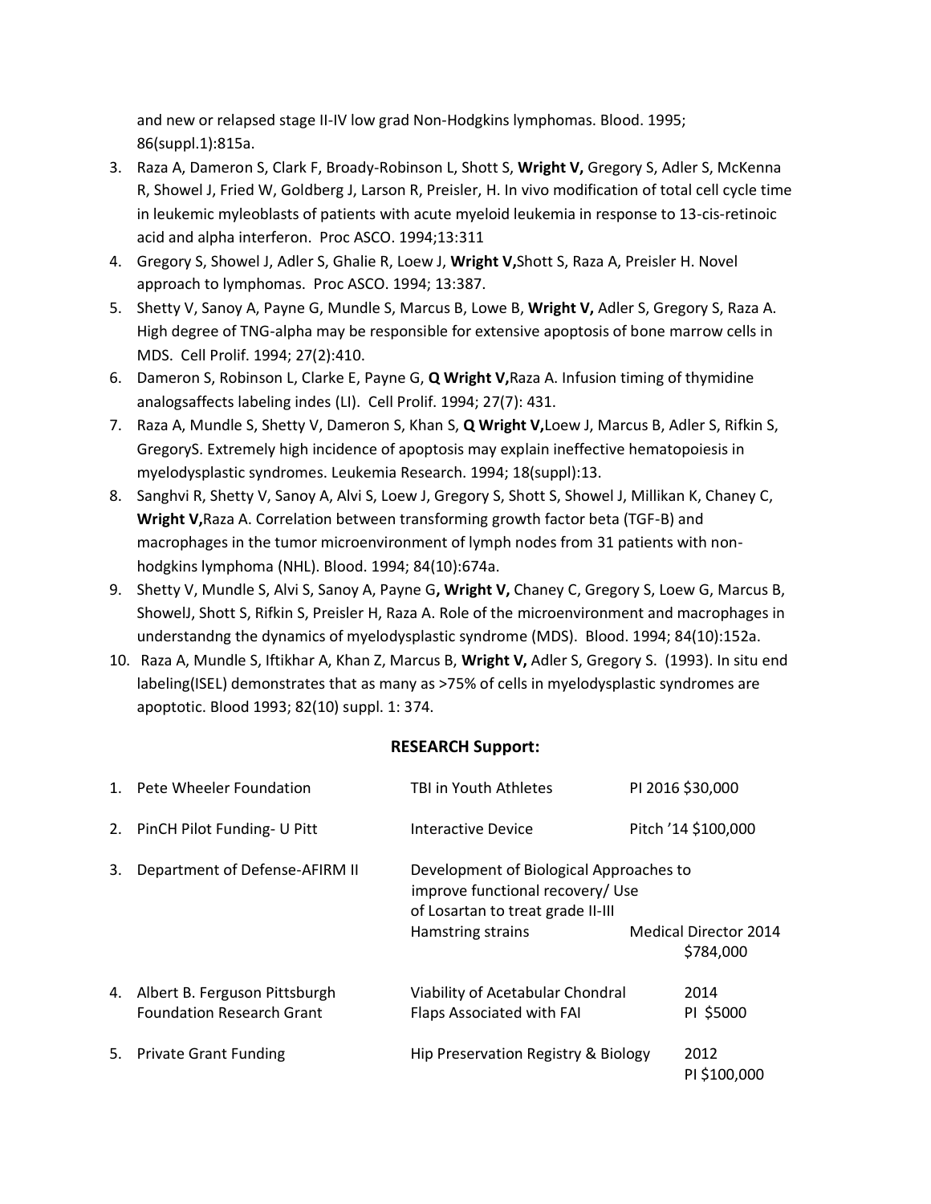and new or relapsed stage II-IV low grad Non-Hodgkins lymphomas. Blood. 1995; 86(suppl.1):815a.

3. Raza A, Dameron S, Clark F, Broady-Robinson L, Shott S, **Wright V,** Gregory S, Adler S, McKenna R, Showel J, Fried W, Goldberg J, Larson R, Preisler, H. In vivo modification of total cell cycle time in leukemic myleoblasts of patients with acute myeloid leukemia in response to 13-cis-retinoic acid and alpha interferon. Proc ASCO. 1994;13:311
4. Gregory S, Showel J, Adler S, Ghalie R, Loew J, **Wright V,**Shott S, Raza A, Preisler H. Novel approach to lymphomas. Proc ASCO. 1994; 13:387.
5. Shetty V, Sanoy A, Payne G, Mundle S, Marcus B, Lowe B, **Wright V,** Adler S, Gregory S, Raza A. High degree of TNG-alpha may be responsible for extensive apoptosis of bone marrow cells in MDS. Cell Prolif. 1994; 27(2):410.
6. Dameron S, Robinson L, Clarke E, Payne G, **Q Wright V,**Raza A. Infusion timing of thymidine analogsaffects labeling indes (LI). Cell Prolif. 1994; 27(7): 431.
7. Raza A, Mundle S, Shetty V, Dameron S, Khan S, **Q Wright V,**Loew J, Marcus B, Adler S, Rifkin S, GregoryS. Extremely high incidence of apoptosis may explain ineffective hematopoiesis in myelodysplastic syndromes. Leukemia Research. 1994; 18(suppl):13.
8. Sanghvi R, Shetty V, Sanoy A, Alvi S, Loew J, Gregory S, Shott S, Showel J, Millikan K, Chaney C, **Wright V,**Raza A. Correlation between transforming growth factor beta (TGF-B) and macrophages in the tumor microenvironment of lymph nodes from 31 patients with non-hodgkins lymphoma (NHL). Blood. 1994; 84(10):674a.
9. Shetty V, Mundle S, Alvi S, Sanoy A, Payne G**, Wright V,** Chaney C, Gregory S, Loew G, Marcus B, ShowelJ, Shott S, Rifkin S, Preisler H, Raza A. Role of the microenvironment and macrophages in understandng the dynamics of myelodysplastic syndrome (MDS). Blood. 1994; 84(10):152a.
10. Raza A, Mundle S, Iftikhar A, Khan Z, Marcus B, **Wright V,** Adler S, Gregory S. (1993). In situ end labeling(ISEL) demonstrates that as many as >75% of cells in myelodysplastic syndromes are apoptotic. Blood 1993; 82(10) suppl. 1: 374.

## RESEARCH Support:

| | Source | Project | Role/Year/Amount |
|---|---|---|---|
| 1. | Pete Wheeler Foundation | TBI in Youth Athletes | PI 2016 $30,000 |
| 2. | PinCH Pilot Funding- U Pitt | Interactive Device | Pitch '14 $100,000 |
| 3. | Department of Defense-AFIRM II | Development of Biological Approaches to improve functional recovery/ Use of Losartan to treat grade II-III Hamstring strains | Medical Director 2014 $784,000 |
| 4. | Albert B. Ferguson Pittsburgh Foundation Research Grant | Viability of Acetabular Chondral Flaps Associated with FAI | 2014 PI $5000 |
| 5. | Private Grant Funding | Hip Preservation Registry & Biology | 2012 PI $100,000 |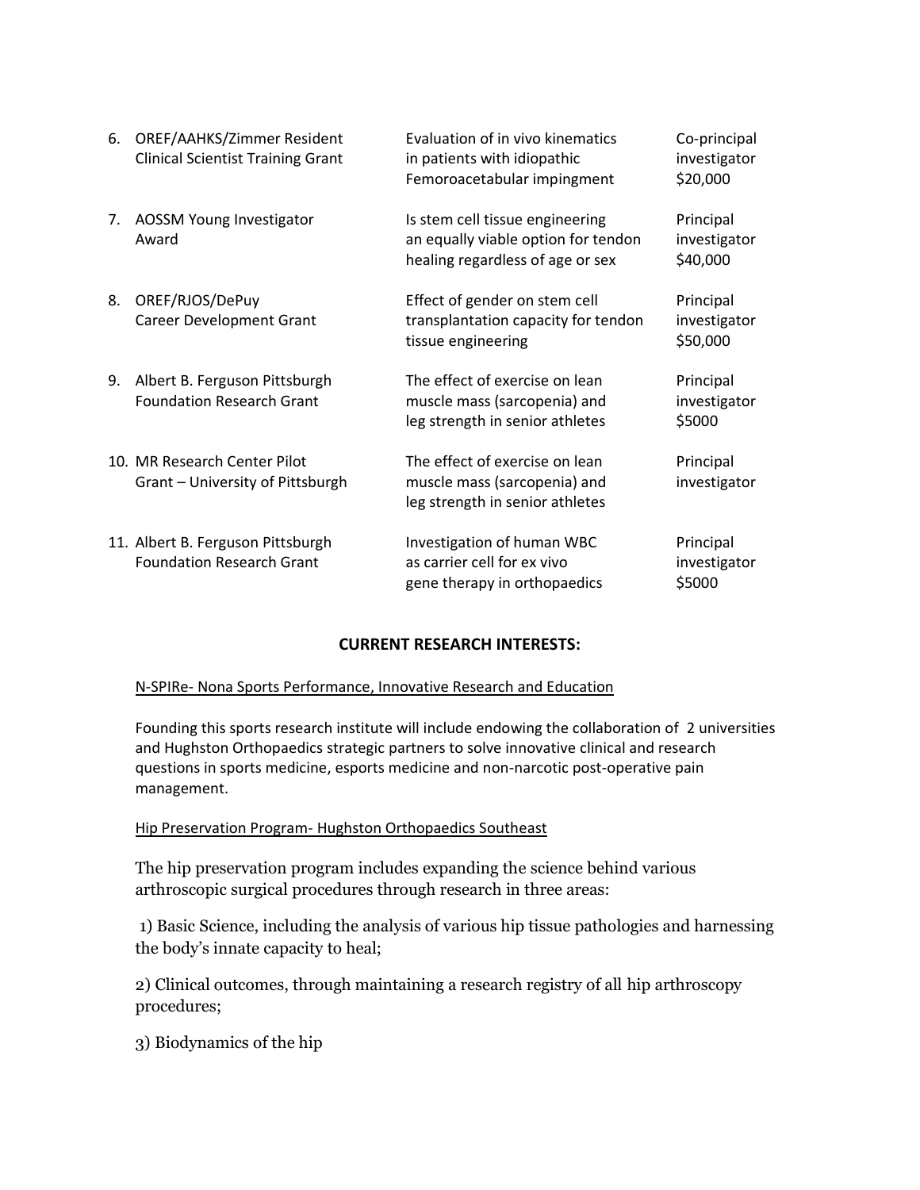| | Grant | Project | Role / Amount |
|---|---|---|---|
| 6. | OREF/AAHKS/Zimmer Resident Clinical Scientist Training Grant | Evaluation of in vivo kinematics in patients with idiopathic Femoroacetabular impingment | Co-principal investigator $20,000 |
| 7. | AOSSM Young Investigator Award | Is stem cell tissue engineering an equally viable option for tendon healing regardless of age or sex | Principal investigator $40,000 |
| 8. | OREF/RJOS/DePuy Career Development Grant | Effect of gender on stem cell transplantation capacity for tendon tissue engineering | Principal investigator $50,000 |
| 9. | Albert B. Ferguson Pittsburgh Foundation Research Grant | The effect of exercise on lean muscle mass (sarcopenia) and leg strength in senior athletes | Principal investigator $5000 |
| 10. | MR Research Center Pilot Grant – University of Pittsburgh | The effect of exercise on lean muscle mass (sarcopenia) and leg strength in senior athletes | Principal investigator |
| 11. | Albert B. Ferguson Pittsburgh Foundation Research Grant | Investigation of human WBC as carrier cell for ex vivo gene therapy in orthopaedics | Principal investigator $5000 |

## CURRENT RESEARCH INTERESTS:

N-SPIRe- Nona Sports Performance, Innovative Research and Education

Founding this sports research institute will include endowing the collaboration of 2 universities and Hughston Orthopaedics strategic partners to solve innovative clinical and research questions in sports medicine, esports medicine and non-narcotic post-operative pain management.

Hip Preservation Program- Hughston Orthopaedics Southeast

The hip preservation program includes expanding the science behind various arthroscopic surgical procedures through research in three areas:

1) Basic Science, including the analysis of various hip tissue pathologies and harnessing the body's innate capacity to heal;

2) Clinical outcomes, through maintaining a research registry of all hip arthroscopy procedures;

3) Biodynamics of the hip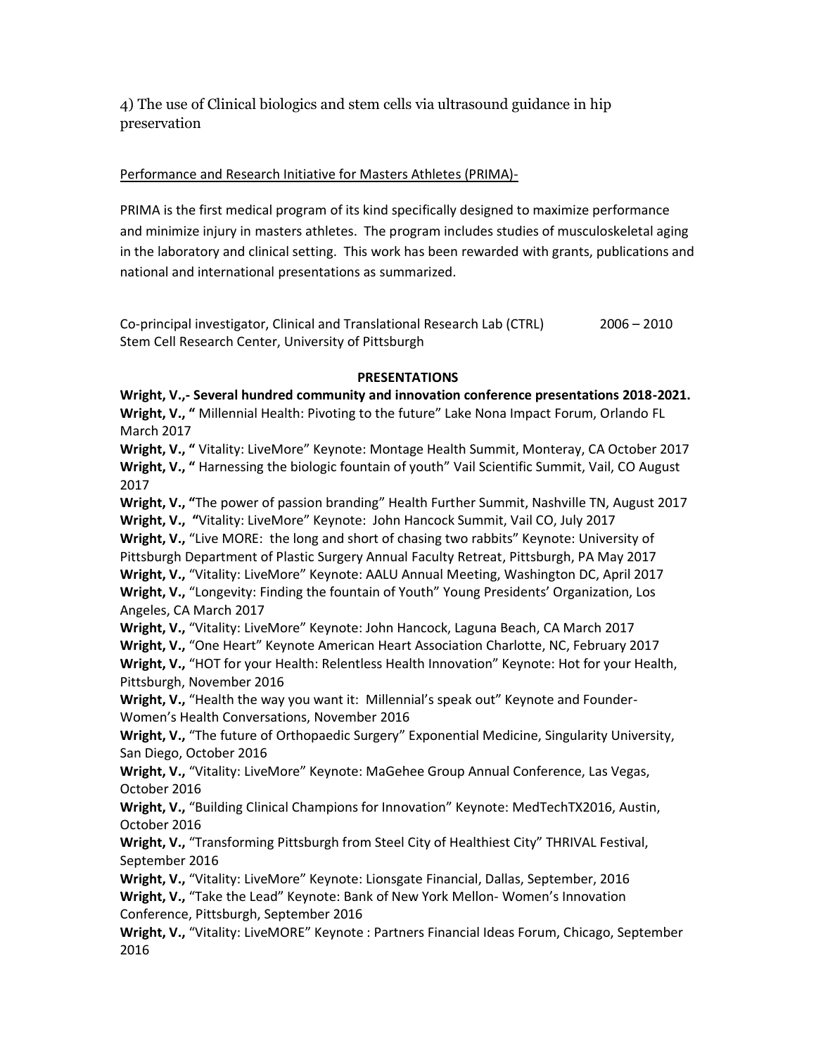4) The use of Clinical biologics and stem cells via ultrasound guidance in hip preservation

Performance and Research Initiative for Masters Athletes (PRIMA)-

PRIMA is the first medical program of its kind specifically designed to maximize performance and minimize injury in masters athletes. The program includes studies of musculoskeletal aging in the laboratory and clinical setting. This work has been rewarded with grants, publications and national and international presentations as summarized.

Co-principal investigator, Clinical and Translational Research Lab (CTRL) 2006 – 2010
Stem Cell Research Center, University of Pittsburgh

**PRESENTATIONS**

**Wright, V.,- Several hundred community and innovation conference presentations 2018-2021.**

**Wright, V., "** Millennial Health: Pivoting to the future" Lake Nona Impact Forum, Orlando FL March 2017

**Wright, V., "** Vitality: LiveMore" Keynote: Montage Health Summit, Monteray, CA October 2017

**Wright, V., "** Harnessing the biologic fountain of youth" Vail Scientific Summit, Vail, CO August 2017

**Wright, V., "**The power of passion branding" Health Further Summit, Nashville TN, August 2017

**Wright, V., "**Vitality: LiveMore" Keynote: John Hancock Summit, Vail CO, July 2017

**Wright, V.,** "Live MORE: the long and short of chasing two rabbits" Keynote: University of Pittsburgh Department of Plastic Surgery Annual Faculty Retreat, Pittsburgh, PA May 2017

**Wright, V.,** "Vitality: LiveMore" Keynote: AALU Annual Meeting, Washington DC, April 2017

**Wright, V.,** "Longevity: Finding the fountain of Youth" Young Presidents' Organization, Los Angeles, CA March 2017

**Wright, V.,** "Vitality: LiveMore" Keynote: John Hancock, Laguna Beach, CA March 2017

**Wright, V.,** "One Heart" Keynote American Heart Association Charlotte, NC, February 2017

**Wright, V.,** "HOT for your Health: Relentless Health Innovation" Keynote: Hot for your Health, Pittsburgh, November 2016

**Wright, V.,** "Health the way you want it: Millennial's speak out" Keynote and Founder- Women's Health Conversations, November 2016

**Wright, V.,** "The future of Orthopaedic Surgery" Exponential Medicine, Singularity University, San Diego, October 2016

**Wright, V.,** "Vitality: LiveMore" Keynote: MaGehee Group Annual Conference, Las Vegas, October 2016

**Wright, V.,** "Building Clinical Champions for Innovation" Keynote: MedTechTX2016, Austin, October 2016

**Wright, V.,** "Transforming Pittsburgh from Steel City of Healthiest City" THRIVAL Festival, September 2016

**Wright, V.,** "Vitality: LiveMore" Keynote: Lionsgate Financial, Dallas, September, 2016

**Wright, V.,** "Take the Lead" Keynote: Bank of New York Mellon- Women's Innovation Conference, Pittsburgh, September 2016

**Wright, V.,** "Vitality: LiveMORE" Keynote : Partners Financial Ideas Forum, Chicago, September 2016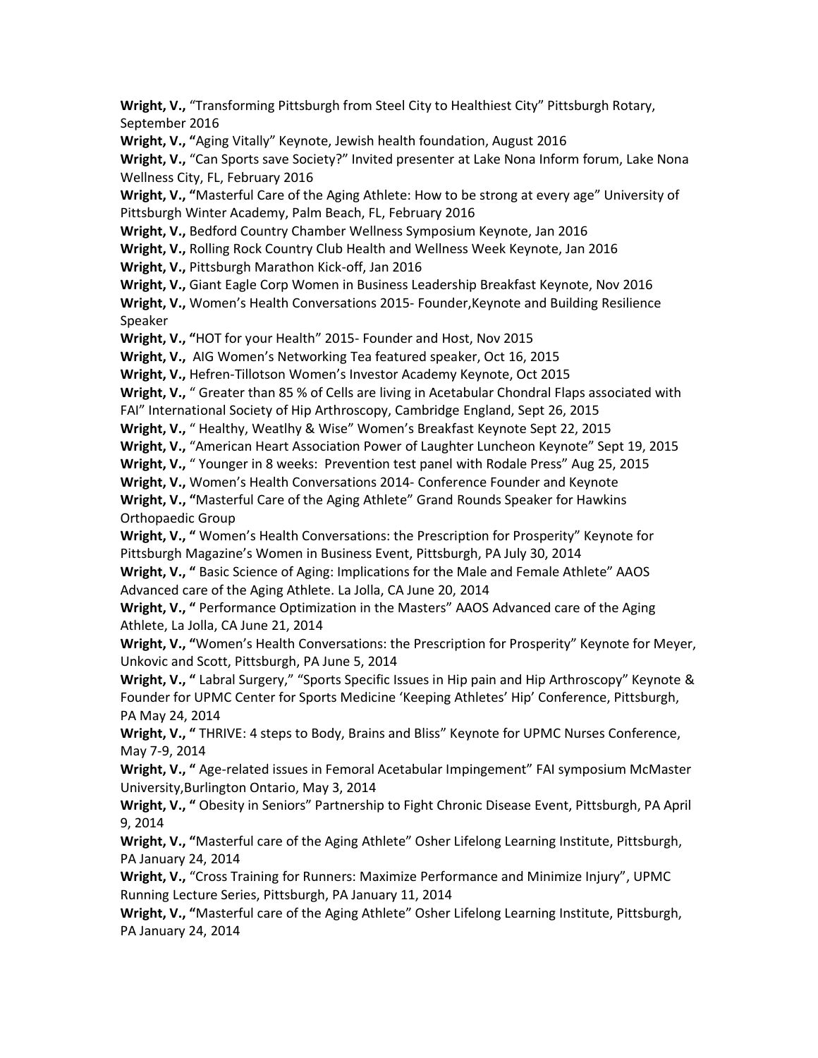**Wright, V.,** "Transforming Pittsburgh from Steel City to Healthiest City" Pittsburgh Rotary, September 2016

**Wright, V., "**Aging Vitally" Keynote, Jewish health foundation, August 2016

**Wright, V.,** "Can Sports save Society?" Invited presenter at Lake Nona Inform forum, Lake Nona Wellness City, FL, February 2016

**Wright, V., "**Masterful Care of the Aging Athlete: How to be strong at every age" University of Pittsburgh Winter Academy, Palm Beach, FL, February 2016

**Wright, V.,** Bedford Country Chamber Wellness Symposium Keynote, Jan 2016

**Wright, V.,** Rolling Rock Country Club Health and Wellness Week Keynote, Jan 2016

**Wright, V.,** Pittsburgh Marathon Kick-off, Jan 2016

**Wright, V.,** Giant Eagle Corp Women in Business Leadership Breakfast Keynote, Nov 2016

**Wright, V.,** Women's Health Conversations 2015- Founder,Keynote and Building Resilience Speaker

**Wright, V., "**HOT for your Health" 2015- Founder and Host, Nov 2015

**Wright, V.,** AIG Women's Networking Tea featured speaker, Oct 16, 2015

**Wright, V.,** Hefren-Tillotson Women's Investor Academy Keynote, Oct 2015

**Wright, V.,** " Greater than 85 % of Cells are living in Acetabular Chondral Flaps associated with FAI" International Society of Hip Arthroscopy, Cambridge England, Sept 26, 2015

**Wright, V.,** " Healthy, Weatlhy & Wise" Women's Breakfast Keynote Sept 22, 2015

**Wright, V.,** "American Heart Association Power of Laughter Luncheon Keynote" Sept 19, 2015

**Wright, V.,** " Younger in 8 weeks: Prevention test panel with Rodale Press" Aug 25, 2015

**Wright, V.,** Women's Health Conversations 2014- Conference Founder and Keynote

**Wright, V., "**Masterful Care of the Aging Athlete" Grand Rounds Speaker for Hawkins Orthopaedic Group

**Wright, V., "** Women's Health Conversations: the Prescription for Prosperity" Keynote for Pittsburgh Magazine's Women in Business Event, Pittsburgh, PA July 30, 2014

**Wright, V., "** Basic Science of Aging: Implications for the Male and Female Athlete" AAOS Advanced care of the Aging Athlete. La Jolla, CA June 20, 2014

**Wright, V., "** Performance Optimization in the Masters" AAOS Advanced care of the Aging Athlete, La Jolla, CA June 21, 2014

**Wright, V., "**Women's Health Conversations: the Prescription for Prosperity" Keynote for Meyer, Unkovic and Scott, Pittsburgh, PA June 5, 2014

**Wright, V., "** Labral Surgery," "Sports Specific Issues in Hip pain and Hip Arthroscopy" Keynote & Founder for UPMC Center for Sports Medicine 'Keeping Athletes' Hip' Conference, Pittsburgh, PA May 24, 2014

**Wright, V., "** THRIVE: 4 steps to Body, Brains and Bliss" Keynote for UPMC Nurses Conference, May 7-9, 2014

**Wright, V., "** Age-related issues in Femoral Acetabular Impingement" FAI symposium McMaster University,Burlington Ontario, May 3, 2014

**Wright, V., "** Obesity in Seniors" Partnership to Fight Chronic Disease Event, Pittsburgh, PA April 9, 2014

**Wright, V., "**Masterful care of the Aging Athlete" Osher Lifelong Learning Institute, Pittsburgh, PA January 24, 2014

**Wright, V.,** "Cross Training for Runners: Maximize Performance and Minimize Injury", UPMC Running Lecture Series, Pittsburgh, PA January 11, 2014

**Wright, V., "**Masterful care of the Aging Athlete" Osher Lifelong Learning Institute, Pittsburgh, PA January 24, 2014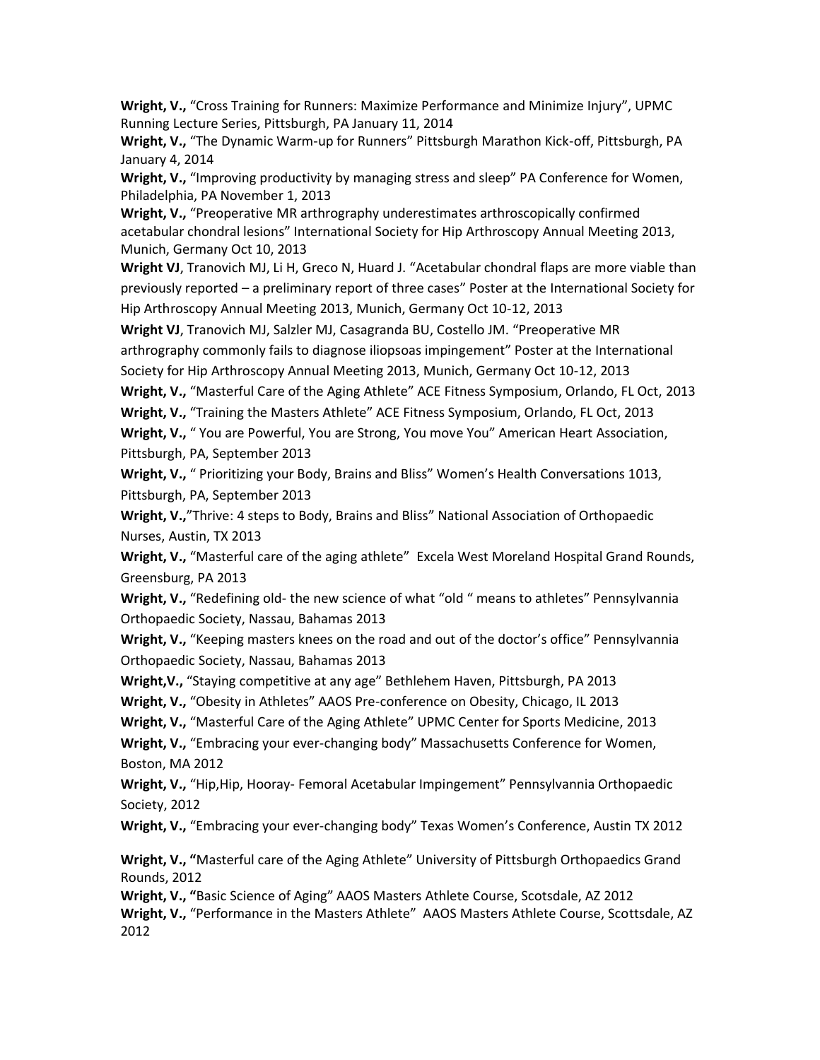**Wright, V.,** “Cross Training for Runners: Maximize Performance and Minimize Injury”, UPMC Running Lecture Series, Pittsburgh, PA January 11, 2014

**Wright, V.,** “The Dynamic Warm-up for Runners” Pittsburgh Marathon Kick-off, Pittsburgh, PA January 4, 2014

**Wright, V.,** “Improving productivity by managing stress and sleep” PA Conference for Women, Philadelphia, PA November 1, 2013

**Wright, V.,** “Preoperative MR arthrography underestimates arthroscopically confirmed acetabular chondral lesions” International Society for Hip Arthroscopy Annual Meeting 2013, Munich, Germany Oct 10, 2013

**Wright VJ**, Tranovich MJ, Li H, Greco N, Huard J. “Acetabular chondral flaps are more viable than previously reported – a preliminary report of three cases” Poster at the International Society for Hip Arthroscopy Annual Meeting 2013, Munich, Germany Oct 10-12, 2013

**Wright VJ**, Tranovich MJ, Salzler MJ, Casagranda BU, Costello JM. “Preoperative MR arthrography commonly fails to diagnose iliopsoas impingement” Poster at the International Society for Hip Arthroscopy Annual Meeting 2013, Munich, Germany Oct 10-12, 2013

**Wright, V.,** “Masterful Care of the Aging Athlete” ACE Fitness Symposium, Orlando, FL Oct, 2013

**Wright, V.,** “Training the Masters Athlete” ACE Fitness Symposium, Orlando, FL Oct, 2013

**Wright, V.,** “ You are Powerful, You are Strong, You move You” American Heart Association, Pittsburgh, PA, September 2013

**Wright, V.,** “ Prioritizing your Body, Brains and Bliss” Women’s Health Conversations 1013, Pittsburgh, PA, September 2013

**Wright, V.,**”Thrive: 4 steps to Body, Brains and Bliss” National Association of Orthopaedic Nurses, Austin, TX 2013

**Wright, V.,** “Masterful care of the aging athlete” Excela West Moreland Hospital Grand Rounds, Greensburg, PA 2013

**Wright, V.,** “Redefining old- the new science of what “old “ means to athletes” Pennsylvannia Orthopaedic Society, Nassau, Bahamas 2013

**Wright, V.,** “Keeping masters knees on the road and out of the doctor’s office” Pennsylvannia Orthopaedic Society, Nassau, Bahamas 2013

**Wright,V.,** “Staying competitive at any age” Bethlehem Haven, Pittsburgh, PA 2013

**Wright, V.,** “Obesity in Athletes” AAOS Pre-conference on Obesity, Chicago, IL 2013

**Wright, V.,** “Masterful Care of the Aging Athlete” UPMC Center for Sports Medicine, 2013

**Wright, V.,** “Embracing your ever-changing body” Massachusetts Conference for Women, Boston, MA 2012

**Wright, V.,** “Hip,Hip, Hooray- Femoral Acetabular Impingement” Pennsylvannia Orthopaedic Society, 2012

**Wright, V.,** “Embracing your ever-changing body” Texas Women’s Conference, Austin TX 2012

**Wright, V., “**Masterful care of the Aging Athlete” University of Pittsburgh Orthopaedics Grand Rounds, 2012

**Wright, V., “**Basic Science of Aging” AAOS Masters Athlete Course, Scotsdale, AZ 2012

**Wright, V.,** “Performance in the Masters Athlete” AAOS Masters Athlete Course, Scottsdale, AZ 2012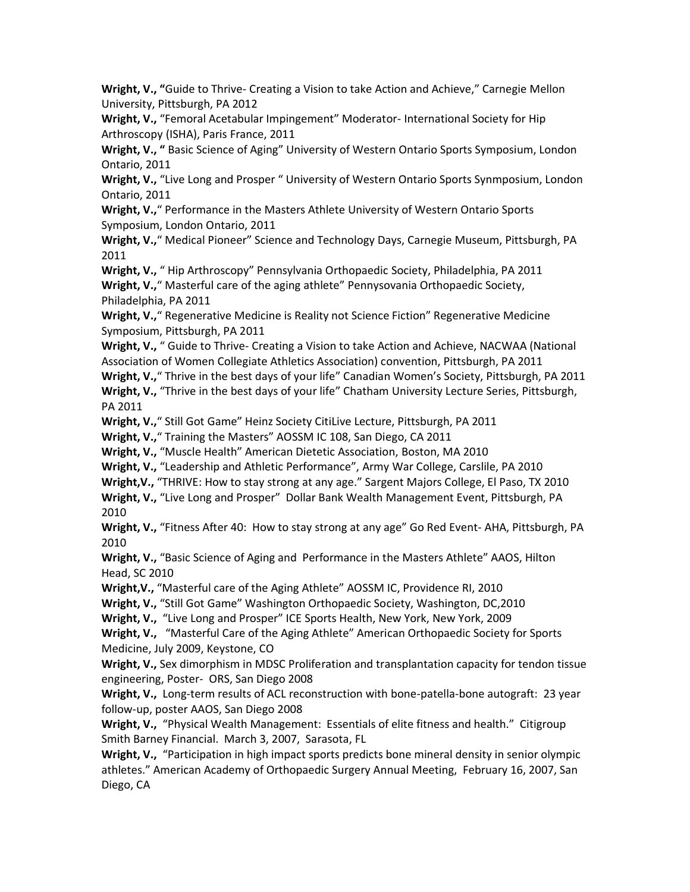**Wright, V., "**Guide to Thrive- Creating a Vision to take Action and Achieve," Carnegie Mellon University, Pittsburgh, PA 2012

**Wright, V.,** "Femoral Acetabular Impingement" Moderator- International Society for Hip Arthroscopy (ISHA), Paris France, 2011

**Wright, V., "** Basic Science of Aging" University of Western Ontario Sports Symposium, London Ontario, 2011

**Wright, V.,** "Live Long and Prosper " University of Western Ontario Sports Synmposium, London Ontario, 2011

**Wright, V.,**" Performance in the Masters Athlete University of Western Ontario Sports Symposium, London Ontario, 2011

**Wright, V.,**" Medical Pioneer" Science and Technology Days, Carnegie Museum, Pittsburgh, PA 2011

**Wright, V.,** " Hip Arthroscopy" Pennsylvania Orthopaedic Society, Philadelphia, PA 2011

**Wright, V.,**" Masterful care of the aging athlete" Pennysovania Orthopaedic Society, Philadelphia, PA 2011

**Wright, V.,**" Regenerative Medicine is Reality not Science Fiction" Regenerative Medicine Symposium, Pittsburgh, PA 2011

**Wright, V.,** " Guide to Thrive- Creating a Vision to take Action and Achieve, NACWAA (National Association of Women Collegiate Athletics Association) convention, Pittsburgh, PA 2011

**Wright, V.,**" Thrive in the best days of your life" Canadian Women's Society, Pittsburgh, PA 2011

**Wright, V.,** "Thrive in the best days of your life" Chatham University Lecture Series, Pittsburgh, PA 2011

**Wright, V.,**" Still Got Game" Heinz Society CitiLive Lecture, Pittsburgh, PA 2011

**Wright, V.,**" Training the Masters" AOSSM IC 108, San Diego, CA 2011

**Wright, V.,** "Muscle Health" American Dietetic Association, Boston, MA 2010

**Wright, V.,** "Leadership and Athletic Performance", Army War College, Carslile, PA 2010

**Wright,V.,** "THRIVE: How to stay strong at any age." Sargent Majors College, El Paso, TX 2010

**Wright, V.,** "Live Long and Prosper" Dollar Bank Wealth Management Event, Pittsburgh, PA 2010

**Wright, V.,** "Fitness After 40: How to stay strong at any age" Go Red Event- AHA, Pittsburgh, PA 2010

**Wright, V.,** "Basic Science of Aging and Performance in the Masters Athlete" AAOS, Hilton Head, SC 2010

**Wright,V.,** "Masterful care of the Aging Athlete" AOSSM IC, Providence RI, 2010

**Wright, V.,** "Still Got Game" Washington Orthopaedic Society, Washington, DC,2010

**Wright, V.,** "Live Long and Prosper" ICE Sports Health, New York, New York, 2009

**Wright, V.,** "Masterful Care of the Aging Athlete" American Orthopaedic Society for Sports Medicine, July 2009, Keystone, CO

**Wright, V.,** Sex dimorphism in MDSC Proliferation and transplantation capacity for tendon tissue engineering, Poster- ORS, San Diego 2008

**Wright, V.,** Long-term results of ACL reconstruction with bone-patella-bone autograft: 23 year follow-up, poster AAOS, San Diego 2008

**Wright, V.,** "Physical Wealth Management: Essentials of elite fitness and health." Citigroup Smith Barney Financial. March 3, 2007, Sarasota, FL

**Wright, V.,** "Participation in high impact sports predicts bone mineral density in senior olympic athletes." American Academy of Orthopaedic Surgery Annual Meeting, February 16, 2007, San Diego, CA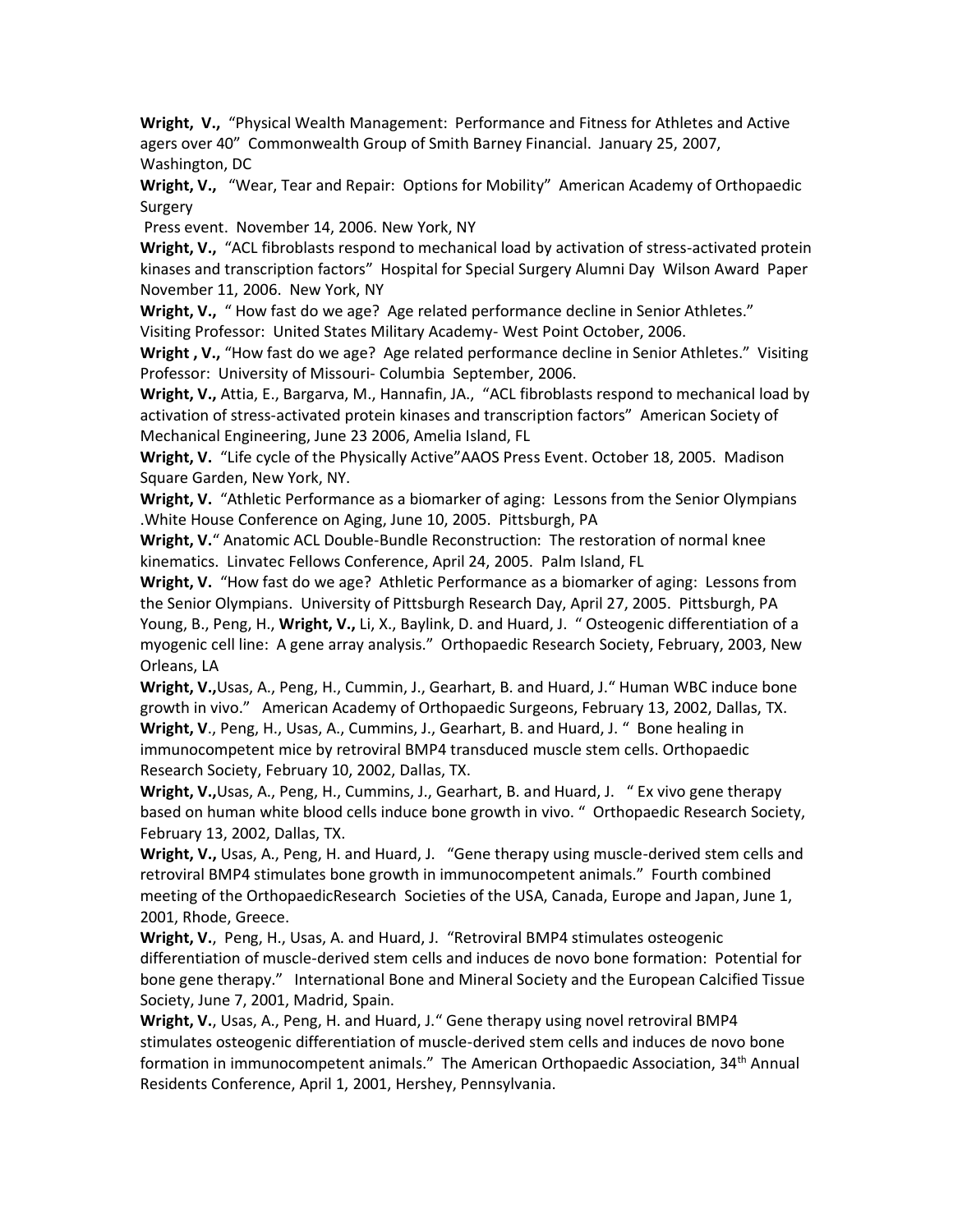**Wright, V.,** "Physical Wealth Management: Performance and Fitness for Athletes and Active agers over 40" Commonwealth Group of Smith Barney Financial. January 25, 2007, Washington, DC

**Wright, V.,** "Wear, Tear and Repair: Options for Mobility" American Academy of Orthopaedic Surgery Press event. November 14, 2006. New York, NY

**Wright, V.,** "ACL fibroblasts respond to mechanical load by activation of stress-activated protein kinases and transcription factors" Hospital for Special Surgery Alumni Day Wilson Award Paper November 11, 2006. New York, NY

**Wright, V.,** " How fast do we age? Age related performance decline in Senior Athletes." Visiting Professor: United States Military Academy- West Point October, 2006.

**Wright , V.,** "How fast do we age? Age related performance decline in Senior Athletes." Visiting Professor: University of Missouri- Columbia September, 2006.

**Wright, V.,** Attia, E., Bargarva, M., Hannafin, JA., "ACL fibroblasts respond to mechanical load by activation of stress-activated protein kinases and transcription factors" American Society of Mechanical Engineering, June 23 2006, Amelia Island, FL

**Wright, V.** "Life cycle of the Physically Active"AAOS Press Event. October 18, 2005. Madison Square Garden, New York, NY.

**Wright, V.** "Athletic Performance as a biomarker of aging: Lessons from the Senior Olympians .White House Conference on Aging, June 10, 2005. Pittsburgh, PA

**Wright, V.**" Anatomic ACL Double-Bundle Reconstruction: The restoration of normal knee kinematics. Linvatec Fellows Conference, April 24, 2005. Palm Island, FL

**Wright, V.** "How fast do we age? Athletic Performance as a biomarker of aging: Lessons from the Senior Olympians. University of Pittsburgh Research Day, April 27, 2005. Pittsburgh, PA

Young, B., Peng, H., **Wright, V.,** Li, X., Baylink, D. and Huard, J. " Osteogenic differentiation of a myogenic cell line: A gene array analysis." Orthopaedic Research Society, February, 2003, New Orleans, LA

**Wright, V.,**Usas, A., Peng, H., Cummin, J., Gearhart, B. and Huard, J." Human WBC induce bone growth in vivo." American Academy of Orthopaedic Surgeons, February 13, 2002, Dallas, TX.

**Wright, V**., Peng, H., Usas, A., Cummins, J., Gearhart, B. and Huard, J. " Bone healing in immunocompetent mice by retroviral BMP4 transduced muscle stem cells. Orthopaedic Research Society, February 10, 2002, Dallas, TX.

**Wright, V.,**Usas, A., Peng, H., Cummins, J., Gearhart, B. and Huard, J. " Ex vivo gene therapy based on human white blood cells induce bone growth in vivo. " Orthopaedic Research Society, February 13, 2002, Dallas, TX.

**Wright, V.,** Usas, A., Peng, H. and Huard, J. "Gene therapy using muscle-derived stem cells and retroviral BMP4 stimulates bone growth in immunocompetent animals." Fourth combined meeting of the OrthopaedicResearch Societies of the USA, Canada, Europe and Japan, June 1, 2001, Rhode, Greece.

**Wright, V.**, Peng, H., Usas, A. and Huard, J. "Retroviral BMP4 stimulates osteogenic differentiation of muscle-derived stem cells and induces de novo bone formation: Potential for bone gene therapy." International Bone and Mineral Society and the European Calcified Tissue Society, June 7, 2001, Madrid, Spain.

**Wright, V.**, Usas, A., Peng, H. and Huard, J." Gene therapy using novel retroviral BMP4 stimulates osteogenic differentiation of muscle-derived stem cells and induces de novo bone formation in immunocompetent animals." The American Orthopaedic Association, 34th Annual Residents Conference, April 1, 2001, Hershey, Pennsylvania.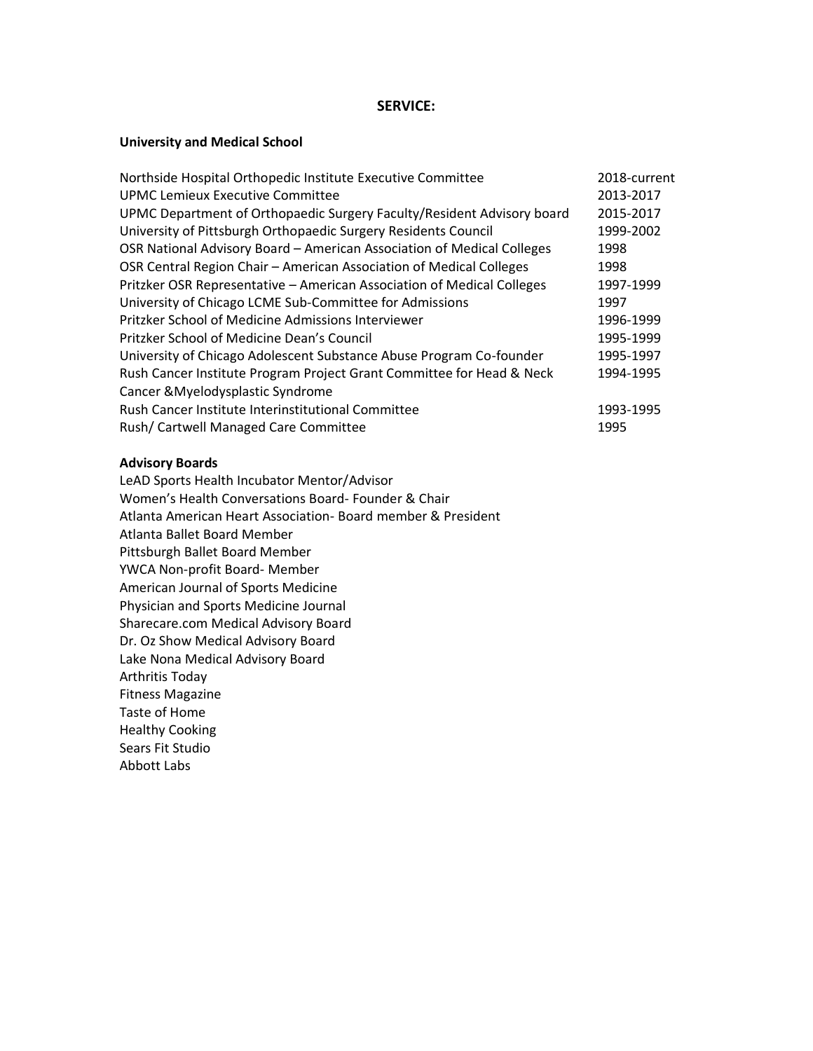## SERVICE:

### University and Medical School

| | |
|---|---|
| Northside Hospital Orthopedic Institute Executive Committee | 2018-current |
| UPMC Lemieux Executive Committee | 2013-2017 |
| UPMC Department of Orthopaedic Surgery Faculty/Resident Advisory board | 2015-2017 |
| University of Pittsburgh Orthopaedic Surgery Residents Council | 1999-2002 |
| OSR National Advisory Board – American Association of Medical Colleges | 1998 |
| OSR Central Region Chair – American Association of Medical Colleges | 1998 |
| Pritzker OSR Representative – American Association of Medical Colleges | 1997-1999 |
| University of Chicago LCME Sub-Committee for Admissions | 1997 |
| Pritzker School of Medicine Admissions Interviewer | 1996-1999 |
| Pritzker School of Medicine Dean's Council | 1995-1999 |
| University of Chicago Adolescent Substance Abuse Program Co-founder | 1995-1997 |
| Rush Cancer Institute Program Project Grant Committee for Head & Neck Cancer &Myelodysplastic Syndrome | 1994-1995 |
| Rush Cancer Institute Interinstitutional Committee | 1993-1995 |
| Rush/ Cartwell Managed Care Committee | 1995 |

### Advisory Boards

LeAD Sports Health Incubator Mentor/Advisor
Women's Health Conversations Board- Founder & Chair
Atlanta American Heart Association- Board member & President
Atlanta Ballet Board Member
Pittsburgh Ballet Board Member
YWCA Non-profit Board- Member
American Journal of Sports Medicine
Physician and Sports Medicine Journal
Sharecare.com Medical Advisory Board
Dr. Oz Show Medical Advisory Board
Lake Nona Medical Advisory Board
Arthritis Today
Fitness Magazine
Taste of Home
Healthy Cooking
Sears Fit Studio
Abbott Labs